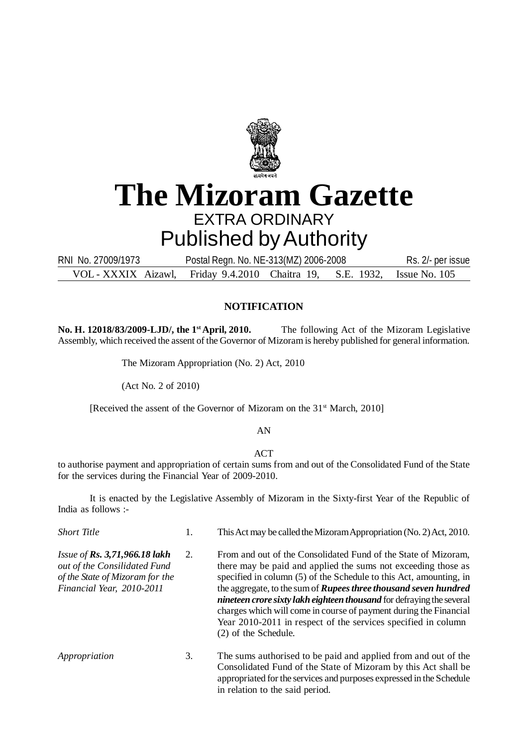# The Mizoram Gazette

EXTRA ORDINARY

Published by Authority

RNI No. 27009/1973 Postal Regn. No. NE-313(MZ) 2006-2008 Rs. 2/- per issue

VOL - XXXIX Aizawl, Friday 9.4.2010 Chaitra 19, S.E. 1932, Issue No. 105

## NOTIFICATION

**No. H. 12018/83/2009-LJD/, the 1st April, 2010.** The following Act of the Mizoram Legislative Assembly, which received the assent of the Governor of Mizoram is hereby published for general information.

The Mizoram Appropriation (No. 2) Act, 2010

(Act No. 2 of 2010)

[Received the assent of the Governor of Mizoram on the 31st March, 2010]

AN

ACT

to authorise payment and appropriation of certain sums from and out of the Consolidated Fund of the State for the services during the Financial Year of 2009-2010.

It is enacted by the Legislative Assembly of Mizoram in the Sixty-first Year of the Republic of India as follows :-

*Short Title*

1. This Act may be called the Mizoram Appropriation (No. 2) Act, 2010.

*Issue of **Rs. 3,71,966.18 lakh** out of the Consilidated Fund of the State of Mizoram for the Financial Year, 2010-2011*

2. From and out of the Consolidated Fund of the State of Mizoram, there may be paid and applied the sums not exceeding those as specified in column (5) of the Schedule to this Act, amounting, in the aggregate, to the sum of ***Rupees three thousand seven hundred nineteen crore sixty lakh eighteen thousand*** for defraying the several charges which will come in course of payment during the Financial Year 2010-2011 in respect of the services specified in column (2) of the Schedule.

*Appropriation*

3. The sums authorised to be paid and applied from and out of the Consolidated Fund of the State of Mizoram by this Act shall be appropriated for the services and purposes expressed in the Schedule in relation to the said period.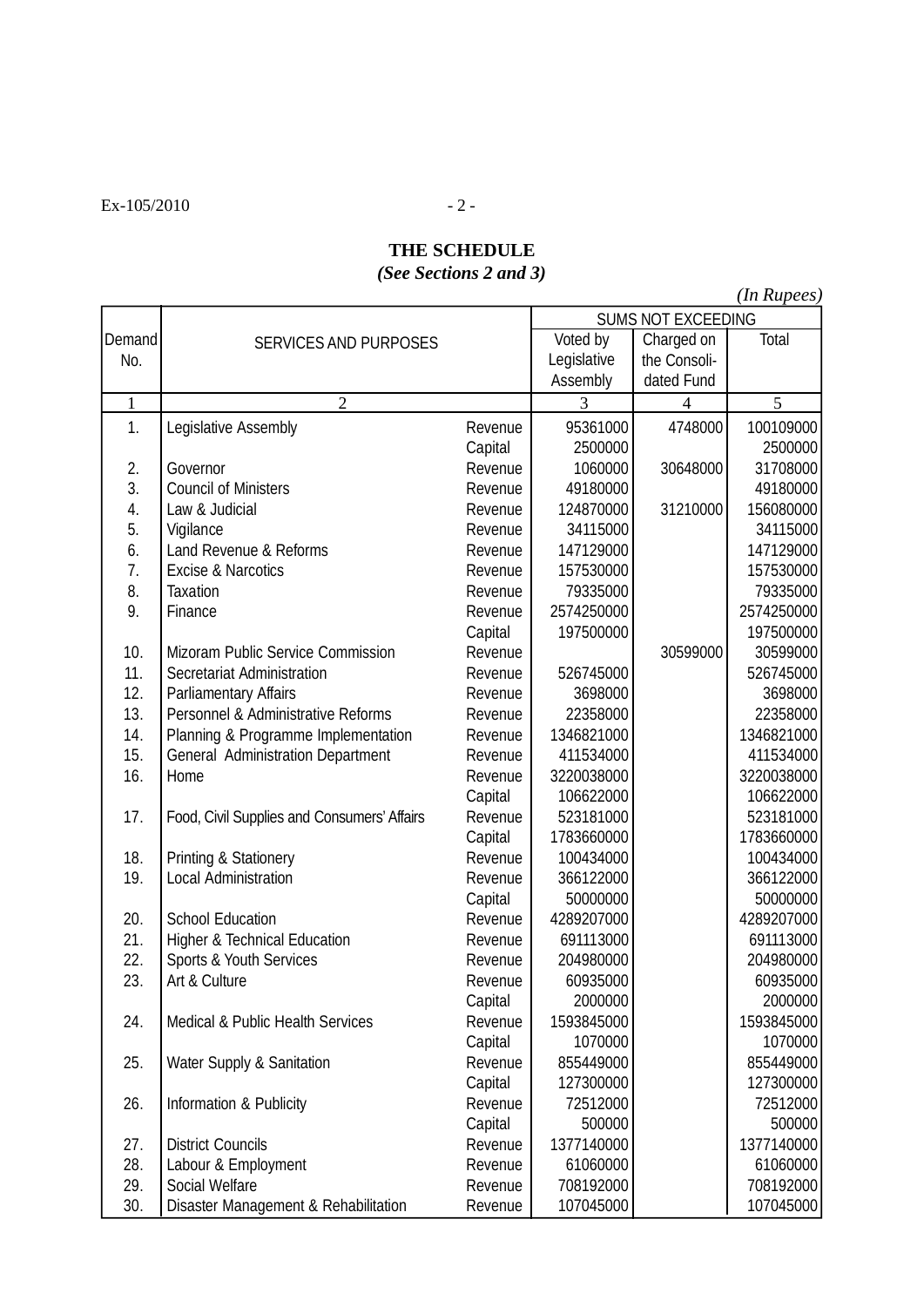Ex-105/2010

# THE SCHEDULE

***(See Sections 2 and 3)***

*(In Rupees)*

| Demand No. | SERVICES AND PURPOSES | | SUMS NOT EXCEEDING | | |
|---|---|---|---|---|---|
| | | | Voted by Legislative Assembly | Charged on the Consolidated Fund | Total |
| 1 | 2 | | 3 | 4 | 5 |
| 1. | Legislative Assembly | Revenue | 95361000 | 4748000 | 100109000 |
| | | Capital | 2500000 | | 2500000 |
| 2. | Governor | Revenue | 1060000 | 30648000 | 31708000 |
| 3. | Council of Ministers | Revenue | 49180000 | | 49180000 |
| 4. | Law & Judicial | Revenue | 124870000 | 31210000 | 156080000 |
| 5. | Vigilance | Revenue | 34115000 | | 34115000 |
| 6. | Land Revenue & Reforms | Revenue | 147129000 | | 147129000 |
| 7. | Excise & Narcotics | Revenue | 157530000 | | 157530000 |
| 8. | Taxation | Revenue | 79335000 | | 79335000 |
| 9. | Finance | Revenue | 2574250000 | | 2574250000 |
| | | Capital | 197500000 | | 197500000 |
| 10. | Mizoram Public Service Commission | Revenue | | 30599000 | 30599000 |
| 11. | Secretariat Administration | Revenue | 526745000 | | 526745000 |
| 12. | Parliamentary Affairs | Revenue | 3698000 | | 3698000 |
| 13. | Personnel & Administrative Reforms | Revenue | 22358000 | | 22358000 |
| 14. | Planning & Programme Implementation | Revenue | 1346821000 | | 1346821000 |
| 15. | General Administration Department | Revenue | 411534000 | | 411534000 |
| 16. | Home | Revenue | 3220038000 | | 3220038000 |
| | | Capital | 106622000 | | 106622000 |
| 17. | Food, Civil Supplies and Consumers' Affairs | Revenue | 523181000 | | 523181000 |
| | | Capital | 1783660000 | | 1783660000 |
| 18. | Printing & Stationery | Revenue | 100434000 | | 100434000 |
| 19. | Local Administration | Revenue | 366122000 | | 366122000 |
| | | Capital | 50000000 | | 50000000 |
| 20. | School Education | Revenue | 4289207000 | | 4289207000 |
| 21. | Higher & Technical Education | Revenue | 691113000 | | 691113000 |
| 22. | Sports & Youth Services | Revenue | 204980000 | | 204980000 |
| 23. | Art & Culture | Revenue | 60935000 | | 60935000 |
| | | Capital | 2000000 | | 2000000 |
| 24. | Medical & Public Health Services | Revenue | 1593845000 | | 1593845000 |
| | | Capital | 1070000 | | 1070000 |
| 25. | Water Supply & Sanitation | Revenue | 855449000 | | 855449000 |
| | | Capital | 127300000 | | 127300000 |
| 26. | Information & Publicity | Revenue | 72512000 | | 72512000 |
| | | Capital | 500000 | | 500000 |
| 27. | District Councils | Revenue | 1377140000 | | 1377140000 |
| 28. | Labour & Employment | Revenue | 61060000 | | 61060000 |
| 29. | Social Welfare | Revenue | 708192000 | | 708192000 |
| 30. | Disaster Management & Rehabilitation | Revenue | 107045000 | | 107045000 |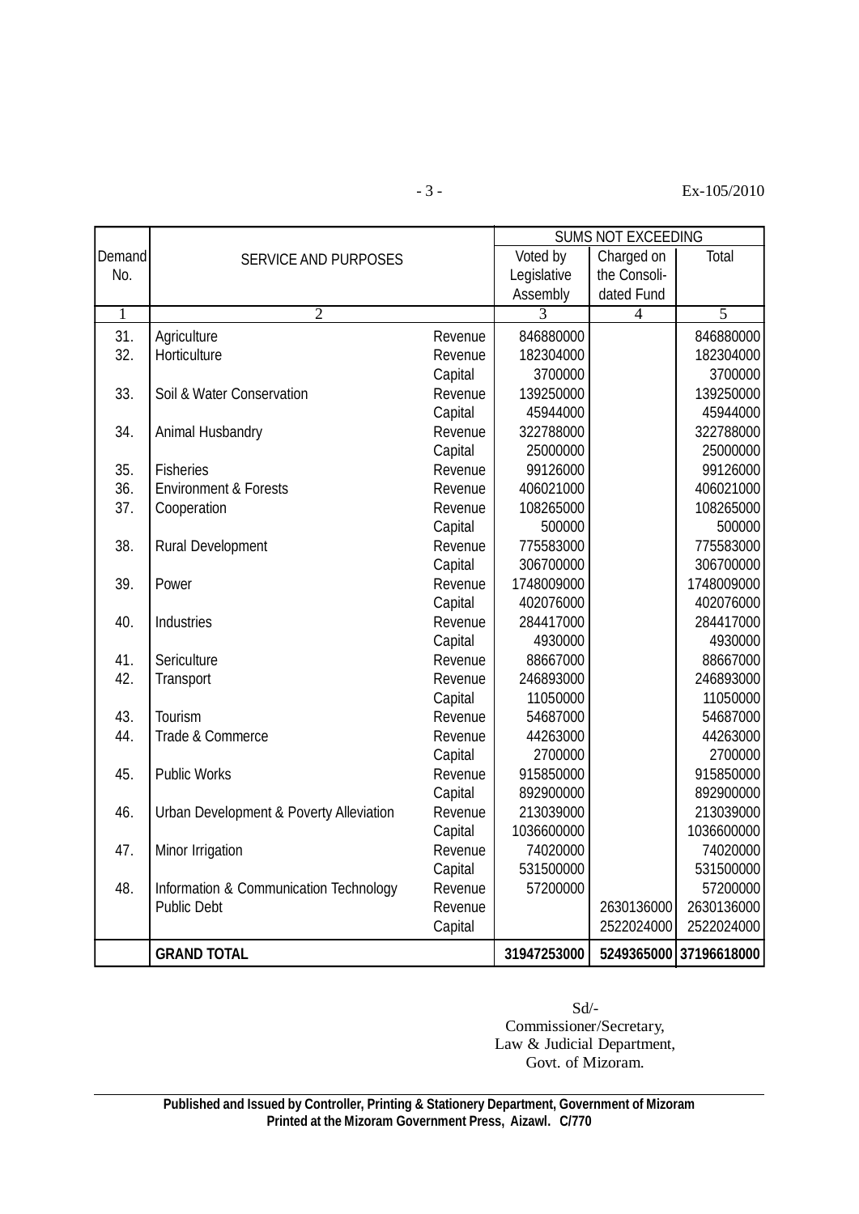| Demand No. | SERVICE AND PURPOSES | | SUMS NOT EXCEEDING | | |
|---|---|---|---|---|---|
| | | | Voted by Legislative Assembly | Charged on the Consoli-dated Fund | Total |
| 1 | 2 | | 3 | 4 | 5 |
| 31. | Agriculture | Revenue | 846880000 | | 846880000 |
| 32. | Horticulture | Revenue | 182304000 | | 182304000 |
| | | Capital | 3700000 | | 3700000 |
| 33. | Soil & Water Conservation | Revenue | 139250000 | | 139250000 |
| | | Capital | 45944000 | | 45944000 |
| 34. | Animal Husbandry | Revenue | 322788000 | | 322788000 |
| | | Capital | 25000000 | | 25000000 |
| 35. | Fisheries | Revenue | 99126000 | | 99126000 |
| 36. | Environment & Forests | Revenue | 406021000 | | 406021000 |
| 37. | Cooperation | Revenue | 108265000 | | 108265000 |
| | | Capital | 500000 | | 500000 |
| 38. | Rural Development | Revenue | 775583000 | | 775583000 |
| | | Capital | 306700000 | | 306700000 |
| 39. | Power | Revenue | 1748009000 | | 1748009000 |
| | | Capital | 402076000 | | 402076000 |
| 40. | Industries | Revenue | 284417000 | | 284417000 |
| | | Capital | 4930000 | | 4930000 |
| 41. | Sericulture | Revenue | 88667000 | | 88667000 |
| 42. | Transport | Revenue | 246893000 | | 246893000 |
| | | Capital | 11050000 | | 11050000 |
| 43. | Tourism | Revenue | 54687000 | | 54687000 |
| 44. | Trade & Commerce | Revenue | 44263000 | | 44263000 |
| | | Capital | 2700000 | | 2700000 |
| 45. | Public Works | Revenue | 915850000 | | 915850000 |
| | | Capital | 892900000 | | 892900000 |
| 46. | Urban Development & Poverty Alleviation | Revenue | 213039000 | | 213039000 |
| | | Capital | 1036600000 | | 1036600000 |
| 47. | Minor Irrigation | Revenue | 74020000 | | 74020000 |
| | | Capital | 531500000 | | 531500000 |
| 48. | Information & Communication Technology | Revenue | 57200000 | | 57200000 |
| | Public Debt | Revenue | | 2630136000 | 2630136000 |
| | | Capital | | 2522024000 | 2522024000 |
| | **GRAND TOTAL** | | **31947253000** | **5249365000** | **37196618000** |

Sd/-
Commissioner/Secretary,
Law & Judicial Department,
Govt. of Mizoram.

**Published and Issued by Controller, Printing & Stationery Department, Government of Mizoram**
**Printed at the Mizoram Government Press, Aizawl. C/770**